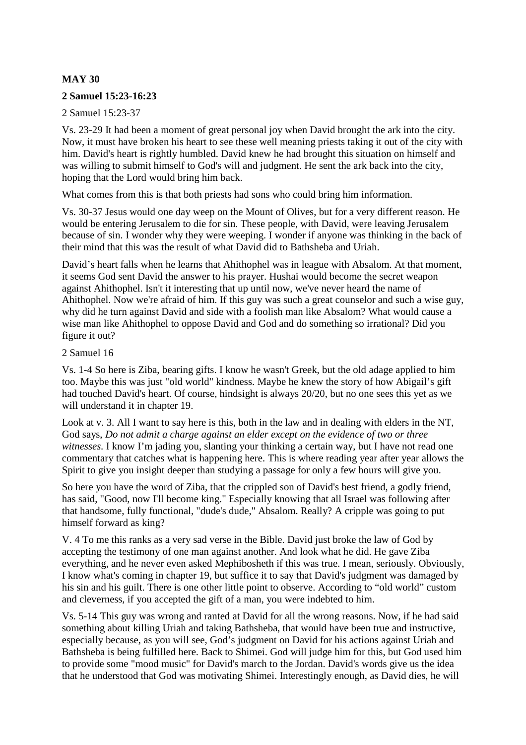**MAY 30**

**2 Samuel 15:23-16:23**

2 Samuel 15:23-37

Vs. 23-29 It had been a moment of great personal joy when David brought the ark into the city. Now, it must have broken his heart to see these well meaning priests taking it out of the city with him. David's heart is rightly humbled. David knew he had brought this situation on himself and was willing to submit himself to God's will and judgment. He sent the ark back into the city, hoping that the Lord would bring him back.

What comes from this is that both priests had sons who could bring him information.

Vs. 30-37 Jesus would one day weep on the Mount of Olives, but for a very different reason. He would be entering Jerusalem to die for sin. These people, with David, were leaving Jerusalem because of sin. I wonder why they were weeping. I wonder if anyone was thinking in the back of their mind that this was the result of what David did to Bathsheba and Uriah.

David's heart falls when he learns that Ahithophel was in league with Absalom. At that moment, it seems God sent David the answer to his prayer. Hushai would become the secret weapon against Ahithophel. Isn't it interesting that up until now, we've never heard the name of Ahithophel. Now we're afraid of him. If this guy was such a great counselor and such a wise guy, why did he turn against David and side with a foolish man like Absalom? What would cause a wise man like Ahithophel to oppose David and God and do something so irrational? Did you figure it out?

2 Samuel 16

Vs. 1-4 So here is Ziba, bearing gifts. I know he wasn't Greek, but the old adage applied to him too. Maybe this was just "old world" kindness. Maybe he knew the story of how Abigail's gift had touched David's heart. Of course, hindsight is always 20/20, but no one sees this yet as we will understand it in chapter 19.

Look at v. 3. All I want to say here is this, both in the law and in dealing with elders in the NT, God says, *Do not admit a charge against an elder except on the evidence of two or three witnesses*. I know I'm jading you, slanting your thinking a certain way, but I have not read one commentary that catches what is happening here. This is where reading year after year allows the Spirit to give you insight deeper than studying a passage for only a few hours will give you.

So here you have the word of Ziba, that the crippled son of David's best friend, a godly friend, has said, "Good, now I'll become king." Especially knowing that all Israel was following after that handsome, fully functional, "dude's dude," Absalom. Really? A cripple was going to put himself forward as king?

V. 4 To me this ranks as a very sad verse in the Bible. David just broke the law of God by accepting the testimony of one man against another. And look what he did. He gave Ziba everything, and he never even asked Mephibosheth if this was true. I mean, seriously. Obviously, I know what's coming in chapter 19, but suffice it to say that David's judgment was damaged by his sin and his guilt. There is one other little point to observe. According to "old world" custom and cleverness, if you accepted the gift of a man, you were indebted to him.

Vs. 5-14 This guy was wrong and ranted at David for all the wrong reasons. Now, if he had said something about killing Uriah and taking Bathsheba, that would have been true and instructive, especially because, as you will see, God's judgment on David for his actions against Uriah and Bathsheba is being fulfilled here. Back to Shimei. God will judge him for this, but God used him to provide some "mood music" for David's march to the Jordan. David's words give us the idea that he understood that God was motivating Shimei. Interestingly enough, as David dies, he will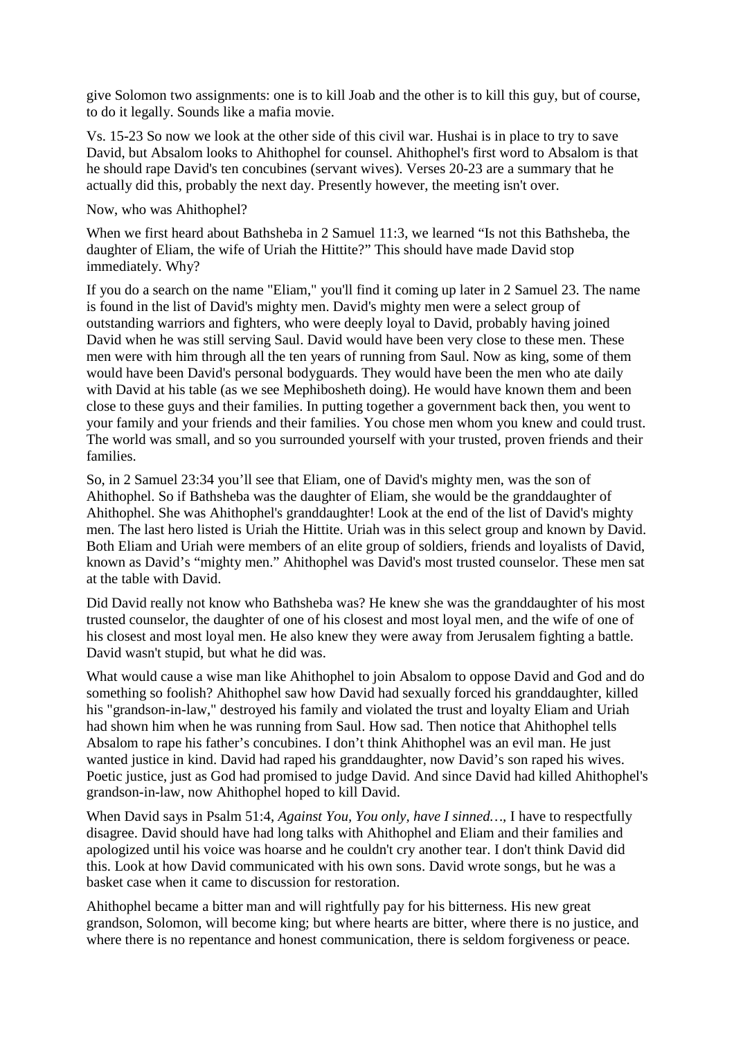give Solomon two assignments: one is to kill Joab and the other is to kill this guy, but of course, to do it legally. Sounds like a mafia movie.

Vs. 15-23 So now we look at the other side of this civil war. Hushai is in place to try to save David, but Absalom looks to Ahithophel for counsel. Ahithophel's first word to Absalom is that he should rape David's ten concubines (servant wives). Verses 20-23 are a summary that he actually did this, probably the next day. Presently however, the meeting isn't over.

Now, who was Ahithophel?

When we first heard about Bathsheba in 2 Samuel 11:3, we learned "Is not this Bathsheba, the daughter of Eliam, the wife of Uriah the Hittite?" This should have made David stop immediately. Why?

If you do a search on the name "Eliam," you'll find it coming up later in 2 Samuel 23. The name is found in the list of David's mighty men. David's mighty men were a select group of outstanding warriors and fighters, who were deeply loyal to David, probably having joined David when he was still serving Saul. David would have been very close to these men. These men were with him through all the ten years of running from Saul. Now as king, some of them would have been David's personal bodyguards. They would have been the men who ate daily with David at his table (as we see Mephibosheth doing). He would have known them and been close to these guys and their families. In putting together a government back then, you went to your family and your friends and their families. You chose men whom you knew and could trust. The world was small, and so you surrounded yourself with your trusted, proven friends and their families.

So, in 2 Samuel 23:34 you'll see that Eliam, one of David's mighty men, was the son of Ahithophel. So if Bathsheba was the daughter of Eliam, she would be the granddaughter of Ahithophel. She was Ahithophel's granddaughter! Look at the end of the list of David's mighty men. The last hero listed is Uriah the Hittite. Uriah was in this select group and known by David. Both Eliam and Uriah were members of an elite group of soldiers, friends and loyalists of David, known as David's "mighty men." Ahithophel was David's most trusted counselor. These men sat at the table with David.

Did David really not know who Bathsheba was? He knew she was the granddaughter of his most trusted counselor, the daughter of one of his closest and most loyal men, and the wife of one of his closest and most loyal men. He also knew they were away from Jerusalem fighting a battle. David wasn't stupid, but what he did was.

What would cause a wise man like Ahithophel to join Absalom to oppose David and God and do something so foolish? Ahithophel saw how David had sexually forced his granddaughter, killed his "grandson-in-law," destroyed his family and violated the trust and loyalty Eliam and Uriah had shown him when he was running from Saul. How sad. Then notice that Ahithophel tells Absalom to rape his father's concubines. I don't think Ahithophel was an evil man. He just wanted justice in kind. David had raped his granddaughter, now David's son raped his wives. Poetic justice, just as God had promised to judge David. And since David had killed Ahithophel's grandson-in-law, now Ahithophel hoped to kill David.

When David says in Psalm 51:4, *Against You, You only, have I sinned…*, I have to respectfully disagree. David should have had long talks with Ahithophel and Eliam and their families and apologized until his voice was hoarse and he couldn't cry another tear. I don't think David did this. Look at how David communicated with his own sons. David wrote songs, but he was a basket case when it came to discussion for restoration.

Ahithophel became a bitter man and will rightfully pay for his bitterness. His new great grandson, Solomon, will become king; but where hearts are bitter, where there is no justice, and where there is no repentance and honest communication, there is seldom forgiveness or peace.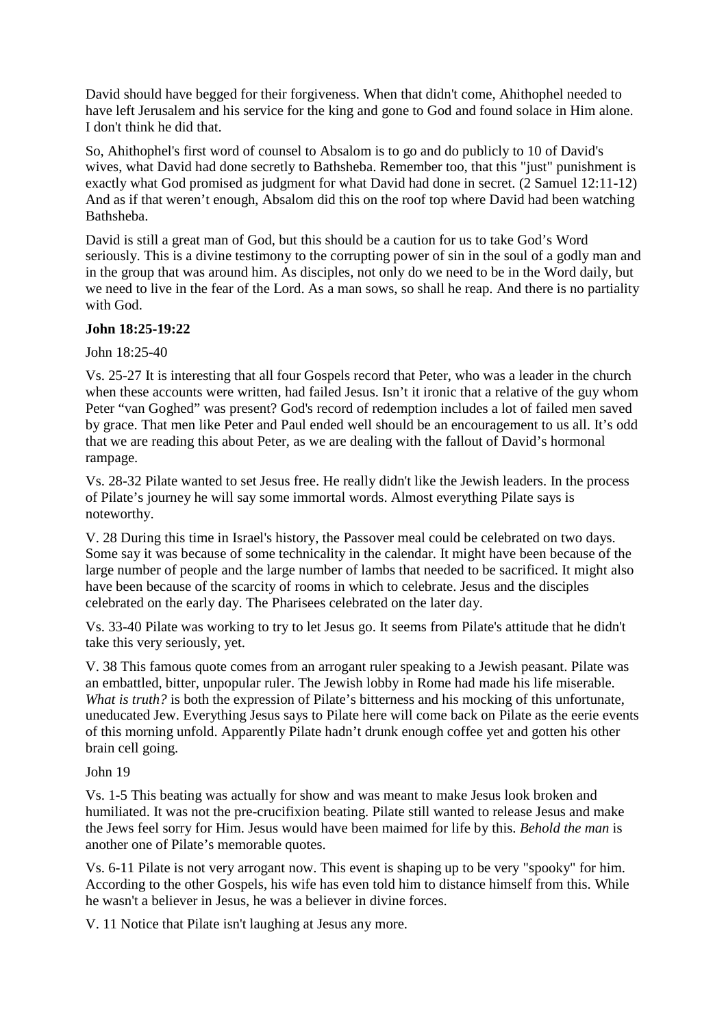David should have begged for their forgiveness. When that didn't come, Ahithophel needed to have left Jerusalem and his service for the king and gone to God and found solace in Him alone. I don't think he did that.

So, Ahithophel's first word of counsel to Absalom is to go and do publicly to 10 of David's wives, what David had done secretly to Bathsheba. Remember too, that this "just" punishment is exactly what God promised as judgment for what David had done in secret. (2 Samuel 12:11-12) And as if that weren't enough, Absalom did this on the roof top where David had been watching Bathsheba.

David is still a great man of God, but this should be a caution for us to take God's Word seriously. This is a divine testimony to the corrupting power of sin in the soul of a godly man and in the group that was around him. As disciples, not only do we need to be in the Word daily, but we need to live in the fear of the Lord. As a man sows, so shall he reap. And there is no partiality with God.

**John 18:25-19:22**

John 18:25-40

Vs. 25-27 It is interesting that all four Gospels record that Peter, who was a leader in the church when these accounts were written, had failed Jesus. Isn't it ironic that a relative of the guy whom Peter "van Goghed" was present? God's record of redemption includes a lot of failed men saved by grace. That men like Peter and Paul ended well should be an encouragement to us all. It's odd that we are reading this about Peter, as we are dealing with the fallout of David's hormonal rampage.

Vs. 28-32 Pilate wanted to set Jesus free. He really didn't like the Jewish leaders. In the process of Pilate's journey he will say some immortal words. Almost everything Pilate says is noteworthy.

V. 28 During this time in Israel's history, the Passover meal could be celebrated on two days. Some say it was because of some technicality in the calendar. It might have been because of the large number of people and the large number of lambs that needed to be sacrificed. It might also have been because of the scarcity of rooms in which to celebrate. Jesus and the disciples celebrated on the early day. The Pharisees celebrated on the later day.

Vs. 33-40 Pilate was working to try to let Jesus go. It seems from Pilate's attitude that he didn't take this very seriously, yet.

V. 38 This famous quote comes from an arrogant ruler speaking to a Jewish peasant. Pilate was an embattled, bitter, unpopular ruler. The Jewish lobby in Rome had made his life miserable. *What is truth?* is both the expression of Pilate's bitterness and his mocking of this unfortunate, uneducated Jew. Everything Jesus says to Pilate here will come back on Pilate as the eerie events of this morning unfold. Apparently Pilate hadn't drunk enough coffee yet and gotten his other brain cell going.

John 19

Vs. 1-5 This beating was actually for show and was meant to make Jesus look broken and humiliated. It was not the pre-crucifixion beating. Pilate still wanted to release Jesus and make the Jews feel sorry for Him. Jesus would have been maimed for life by this. *Behold the man* is another one of Pilate's memorable quotes.

Vs. 6-11 Pilate is not very arrogant now. This event is shaping up to be very "spooky" for him. According to the other Gospels, his wife has even told him to distance himself from this. While he wasn't a believer in Jesus, he was a believer in divine forces.

V. 11 Notice that Pilate isn't laughing at Jesus any more.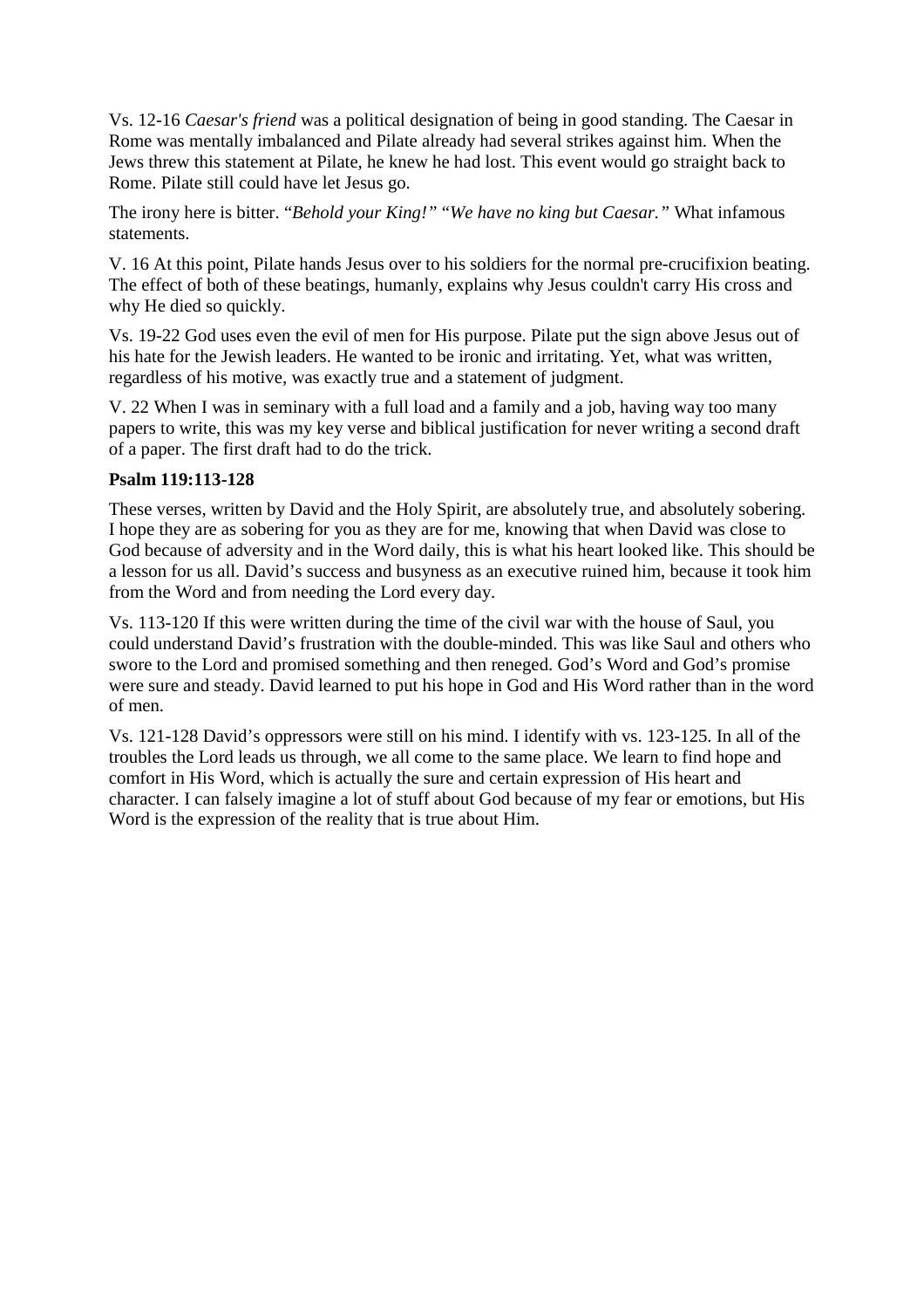Vs. 12-16 *Caesar's friend* was a political designation of being in good standing. The Caesar in Rome was mentally imbalanced and Pilate already had several strikes against him. When the Jews threw this statement at Pilate, he knew he had lost. This event would go straight back to Rome. Pilate still could have let Jesus go.

The irony here is bitter. "*Behold your King!*" "*We have no king but Caesar.*" What infamous statements.

V. 16 At this point, Pilate hands Jesus over to his soldiers for the normal pre-crucifixion beating. The effect of both of these beatings, humanly, explains why Jesus couldn't carry His cross and why He died so quickly.

Vs. 19-22 God uses even the evil of men for His purpose. Pilate put the sign above Jesus out of his hate for the Jewish leaders. He wanted to be ironic and irritating. Yet, what was written, regardless of his motive, was exactly true and a statement of judgment.

V. 22 When I was in seminary with a full load and a family and a job, having way too many papers to write, this was my key verse and biblical justification for never writing a second draft of a paper. The first draft had to do the trick.

**Psalm 119:113-128**

These verses, written by David and the Holy Spirit, are absolutely true, and absolutely sobering. I hope they are as sobering for you as they are for me, knowing that when David was close to God because of adversity and in the Word daily, this is what his heart looked like. This should be a lesson for us all. David's success and busyness as an executive ruined him, because it took him from the Word and from needing the Lord every day.

Vs. 113-120 If this were written during the time of the civil war with the house of Saul, you could understand David's frustration with the double-minded. This was like Saul and others who swore to the Lord and promised something and then reneged. God's Word and God's promise were sure and steady. David learned to put his hope in God and His Word rather than in the word of men.

Vs. 121-128 David's oppressors were still on his mind. I identify with vs. 123-125. In all of the troubles the Lord leads us through, we all come to the same place. We learn to find hope and comfort in His Word, which is actually the sure and certain expression of His heart and character. I can falsely imagine a lot of stuff about God because of my fear or emotions, but His Word is the expression of the reality that is true about Him.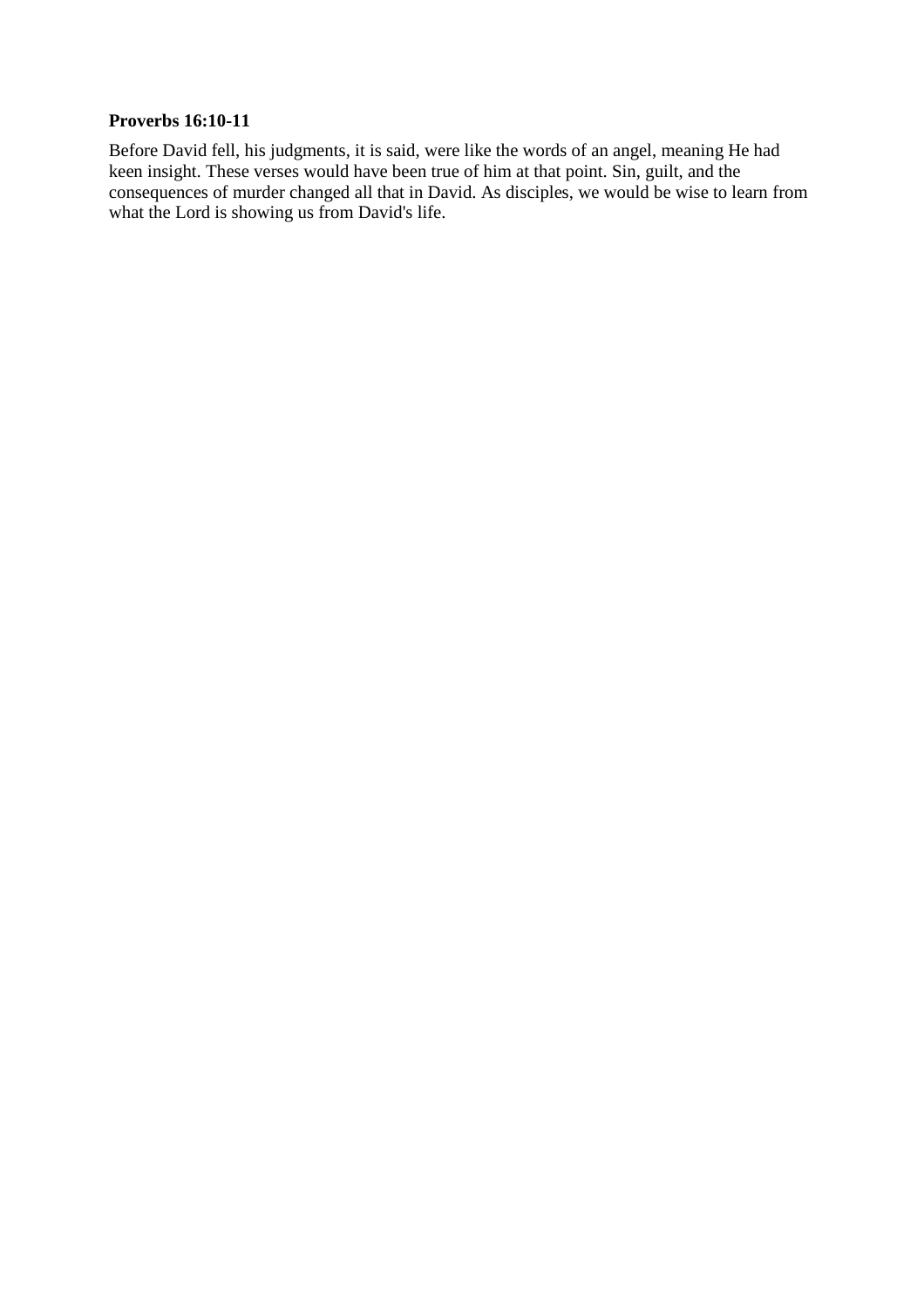**Proverbs 16:10-11**

Before David fell, his judgments, it is said, were like the words of an angel, meaning He had keen insight. These verses would have been true of him at that point. Sin, guilt, and the consequences of murder changed all that in David. As disciples, we would be wise to learn from what the Lord is showing us from David's life.